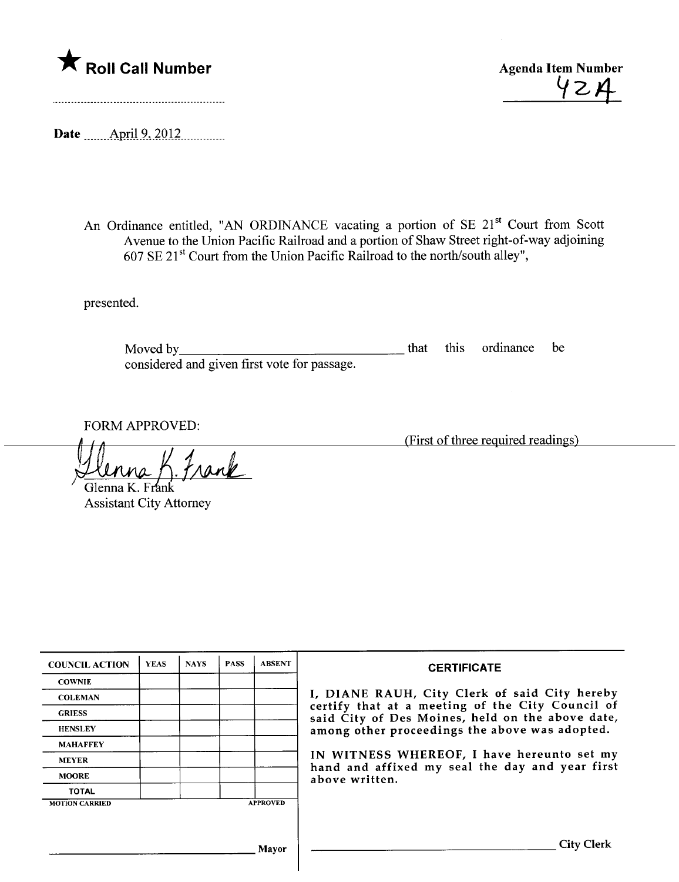★ **Roll Call Number**

**Agenda Item Number**
42A

**Date** April 9, 2012

An Ordinance entitled, "AN ORDINANCE vacating a portion of SE 21st Court from Scott Avenue to the Union Pacific Railroad and a portion of Shaw Street right-of-way adjoining 607 SE 21st Court from the Union Pacific Railroad to the north/south alley",

presented.

Moved by\_\_\_\_\_\_\_\_\_\_\_\_\_\_\_\_\_\_\_\_\_\_\_\_\_\_ that this ordinance be considered and given first vote for passage.

FORM APPROVED:

(First of three required readings)

Glenna K. Frank
Glenna K. Frank
Assistant City Attorney

| COUNCIL ACTION | YEAS | NAYS | PASS | ABSENT |
|---|---|---|---|---|
| COWNIE | | | | |
| COLEMAN | | | | |
| GRIESS | | | | |
| HENSLEY | | | | |
| MAHAFFEY | | | | |
| MEYER | | | | |
| MOORE | | | | |
| TOTAL | | | | |
| MOTION CARRIED | | | | APPROVED |

\_\_\_\_\_\_\_\_\_\_\_\_\_\_\_\_\_\_\_\_\_\_\_\_\_\_ Mayor

**CERTIFICATE**

I, DIANE RAUH, City Clerk of said City hereby certify that at a meeting of the City Council of said City of Des Moines, held on the above date, among other proceedings the above was adopted.

IN WITNESS WHEREOF, I have hereunto set my hand and affixed my seal the day and year first above written.

\_\_\_\_\_\_\_\_\_\_\_\_\_\_\_\_\_\_\_\_\_\_\_\_\_\_ City Clerk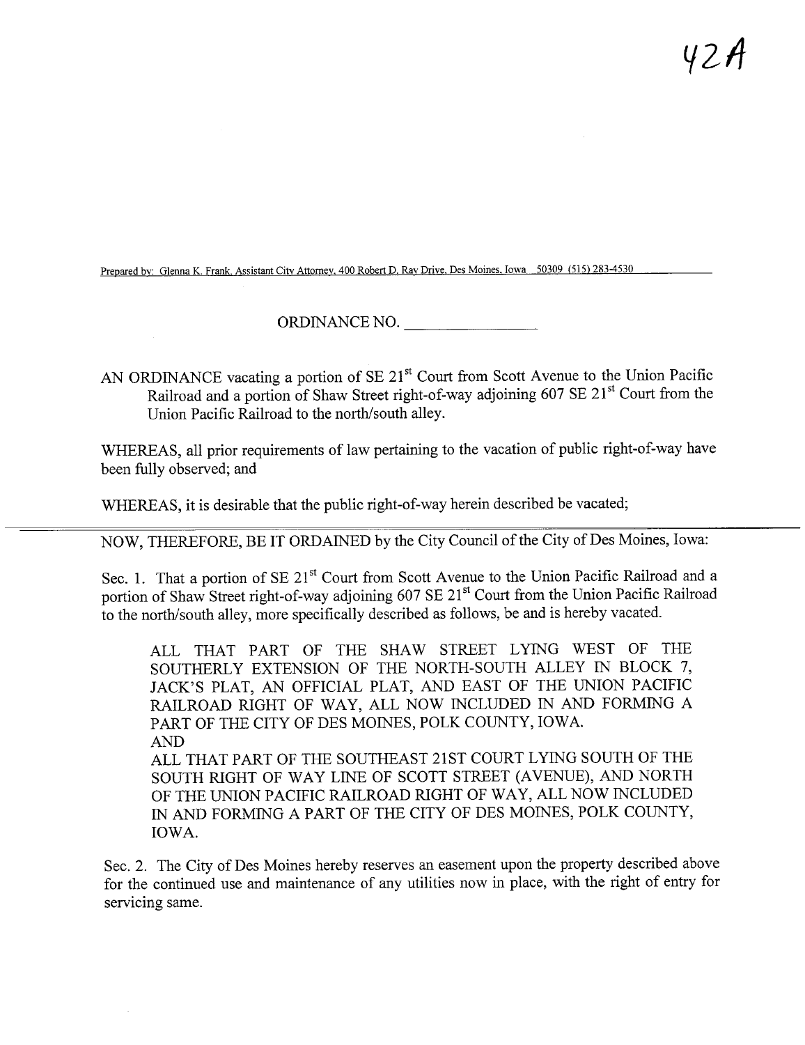42A

Prepared by: Glenna K. Frank, Assistant City Attorney, 400 Robert D. Ray Drive, Des Moines, Iowa 50309 (515) 283-4530

ORDINANCE NO. \_\_\_\_\_\_\_\_\_\_\_\_\_\_\_\_

AN ORDINANCE vacating a portion of SE 21st Court from Scott Avenue to the Union Pacific Railroad and a portion of Shaw Street right-of-way adjoining 607 SE 21st Court from the Union Pacific Railroad to the north/south alley.

WHEREAS, all prior requirements of law pertaining to the vacation of public right-of-way have been fully observed; and

WHEREAS, it is desirable that the public right-of-way herein described be vacated;

NOW, THEREFORE, BE IT ORDAINED by the City Council of the City of Des Moines, Iowa:

Sec. 1. That a portion of SE 21st Court from Scott Avenue to the Union Pacific Railroad and a portion of Shaw Street right-of-way adjoining 607 SE 21st Court from the Union Pacific Railroad to the north/south alley, more specifically described as follows, be and is hereby vacated.

> ALL THAT PART OF THE SHAW STREET LYING WEST OF THE SOUTHERLY EXTENSION OF THE NORTH-SOUTH ALLEY IN BLOCK 7, JACK'S PLAT, AN OFFICIAL PLAT, AND EAST OF THE UNION PACIFIC RAILROAD RIGHT OF WAY, ALL NOW INCLUDED IN AND FORMING A PART OF THE CITY OF DES MOINES, POLK COUNTY, IOWA.
>
> AND
>
> ALL THAT PART OF THE SOUTHEAST 21ST COURT LYING SOUTH OF THE SOUTH RIGHT OF WAY LINE OF SCOTT STREET (AVENUE), AND NORTH OF THE UNION PACIFIC RAILROAD RIGHT OF WAY, ALL NOW INCLUDED IN AND FORMING A PART OF THE CITY OF DES MOINES, POLK COUNTY, IOWA.

Sec. 2. The City of Des Moines hereby reserves an easement upon the property described above for the continued use and maintenance of any utilities now in place, with the right of entry for servicing same.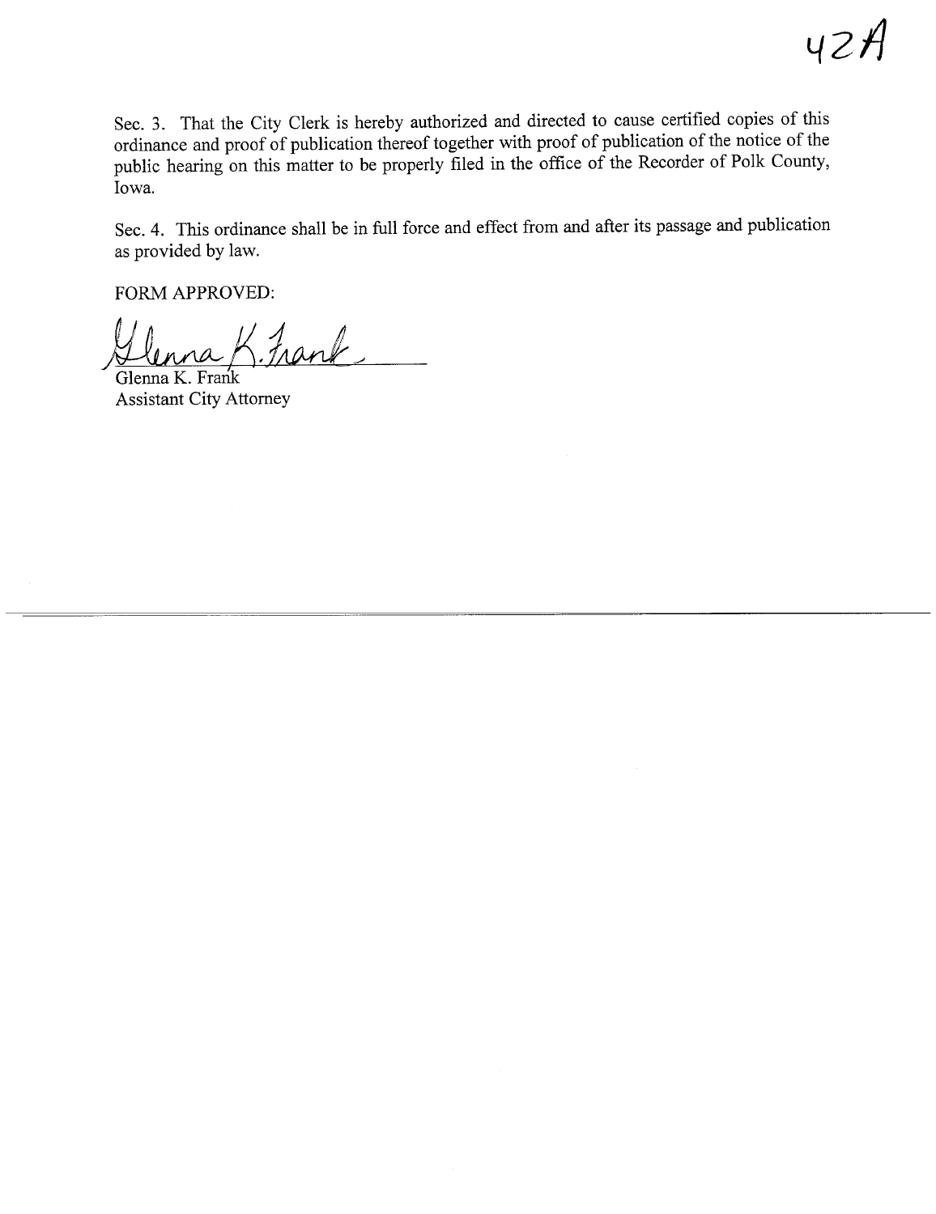42A

Sec. 3. That the City Clerk is hereby authorized and directed to cause certified copies of this ordinance and proof of publication thereof together with proof of publication of the notice of the public hearing on this matter to be properly filed in the office of the Recorder of Polk County, Iowa.

Sec. 4. This ordinance shall be in full force and effect from and after its passage and publication as provided by law.

FORM APPROVED:

Glenna K. Frank

Glenna K. Frank
Assistant City Attorney